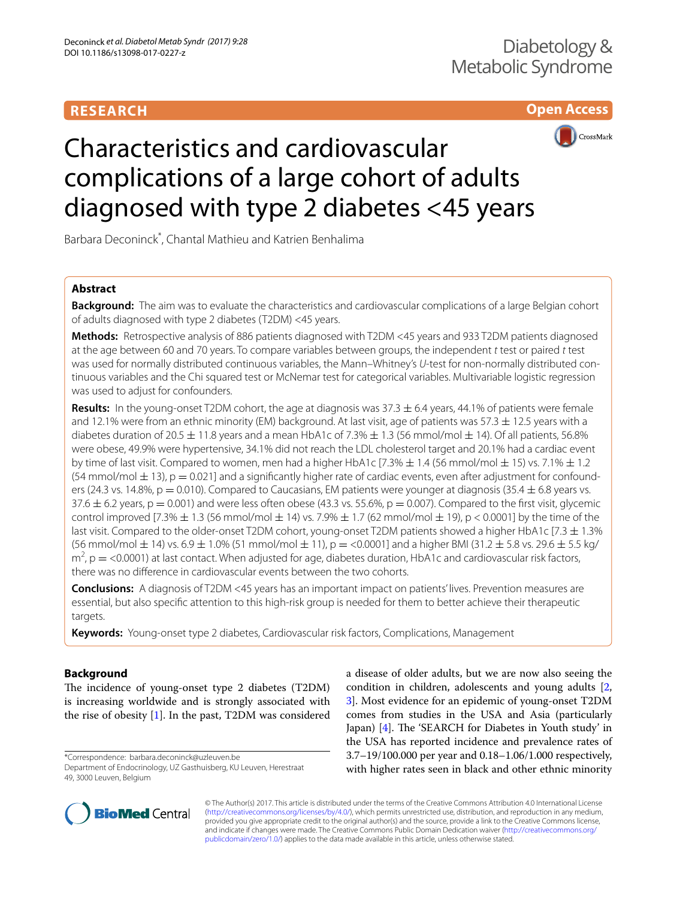RESEARCH

Open Access

# Characteristics and cardiovascular complications of a large cohort of adults diagnosed with type 2 diabetes <45 years

Barbara Deconinck*, Chantal Mathieu and Katrien Benhalima

## Abstract

**Background:** The aim was to evaluate the characteristics and cardiovascular complications of a large Belgian cohort of adults diagnosed with type 2 diabetes (T2DM) <45 years.

**Methods:** Retrospective analysis of 886 patients diagnosed with T2DM <45 years and 933 T2DM patients diagnosed at the age between 60 and 70 years. To compare variables between groups, the independent *t* test or paired *t* test was used for normally distributed continuous variables, the Mann–Whitney's *U*-test for non-normally distributed continuous variables and the Chi squared test or McNemar test for categorical variables. Multivariable logistic regression was used to adjust for confounders.

**Results:** In the young-onset T2DM cohort, the age at diagnosis was 37.3 ± 6.4 years, 44.1% of patients were female and 12.1% were from an ethnic minority (EM) background. At last visit, age of patients was 57.3 ± 12.5 years with a diabetes duration of 20.5 ± 11.8 years and a mean HbA1c of 7.3% ± 1.3 (56 mmol/mol ± 14). Of all patients, 56.8% were obese, 49.9% were hypertensive, 34.1% did not reach the LDL cholesterol target and 20.1% had a cardiac event by time of last visit. Compared to women, men had a higher HbA1c [7.3% ± 1.4 (56 mmol/mol ± 15) vs. 7.1% ± 1.2 (54 mmol/mol ± 13), p = 0.021] and a significantly higher rate of cardiac events, even after adjustment for confounders (24.3 vs. 14.8%, p = 0.010). Compared to Caucasians, EM patients were younger at diagnosis (35.4 ± 6.8 years vs. 37.6 ± 6.2 years, p = 0.001) and were less often obese (43.3 vs. 55.6%, p = 0.007). Compared to the first visit, glycemic control improved [7.3% ± 1.3 (56 mmol/mol ± 14) vs. 7.9% ± 1.7 (62 mmol/mol ± 19), p < 0.0001] by the time of the last visit. Compared to the older-onset T2DM cohort, young-onset T2DM patients showed a higher HbA1c [7.3 ± 1.3% (56 mmol/mol ± 14) vs. 6.9 ± 1.0% (51 mmol/mol ± 11), p = <0.0001] and a higher BMI (31.2 ± 5.8 vs. 29.6 ± 5.5 kg/m$^2$, p = <0.0001) at last contact. When adjusted for age, diabetes duration, HbA1c and cardiovascular risk factors, there was no difference in cardiovascular events between the two cohorts.

**Conclusions:** A diagnosis of T2DM <45 years has an important impact on patients' lives. Prevention measures are essential, but also specific attention to this high-risk group is needed for them to better achieve their therapeutic targets.

**Keywords:** Young-onset type 2 diabetes, Cardiovascular risk factors, Complications, Management

## Background

The incidence of young-onset type 2 diabetes (T2DM) is increasing worldwide and is strongly associated with the rise of obesity [1]. In the past, T2DM was considered a disease of older adults, but we are now also seeing the condition in children, adolescents and young adults [2, 3]. Most evidence for an epidemic of young-onset T2DM comes from studies in the USA and Asia (particularly Japan) [4]. The 'SEARCH for Diabetes in Youth study' in the USA has reported incidence and prevalence rates of 3.7–19/100.000 per year and 0.18–1.06/1.000 respectively, with higher rates seen in black and other ethnic minority

*Correspondence: barbara.deconinck@uzleuven.be
Department of Endocrinology, UZ Gasthuisberg, KU Leuven, Herestraat 49, 3000 Leuven, Belgium

© The Author(s) 2017. This article is distributed under the terms of the Creative Commons Attribution 4.0 International License (http://creativecommons.org/licenses/by/4.0/), which permits unrestricted use, distribution, and reproduction in any medium, provided you give appropriate credit to the original author(s) and the source, provide a link to the Creative Commons license, and indicate if changes were made. The Creative Commons Public Domain Dedication waiver (http://creativecommons.org/publicdomain/zero/1.0/) applies to the data made available in this article, unless otherwise stated.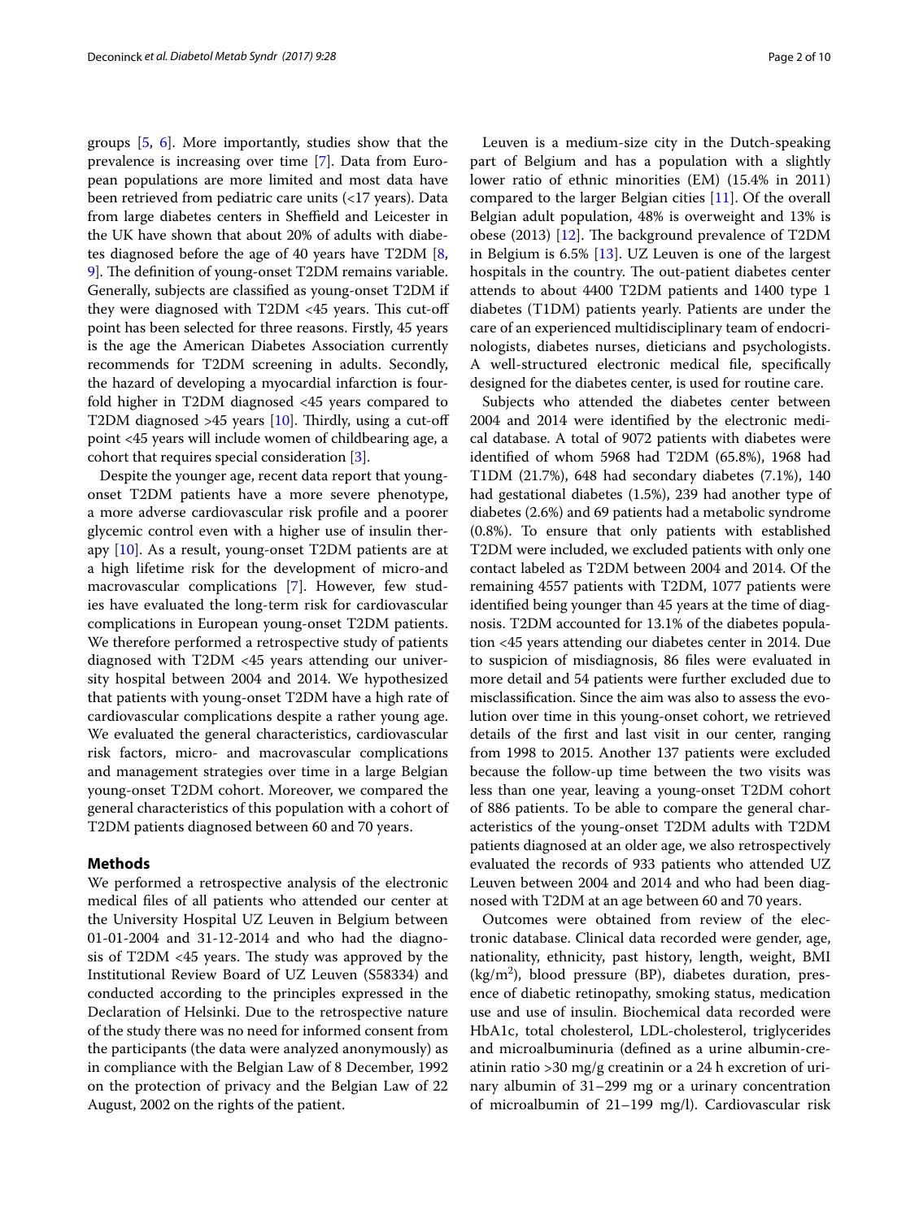groups [5, 6]. More importantly, studies show that the prevalence is increasing over time [7]. Data from European populations are more limited and most data have been retrieved from pediatric care units (<17 years). Data from large diabetes centers in Sheffield and Leicester in the UK have shown that about 20% of adults with diabetes diagnosed before the age of 40 years have T2DM [8, 9]. The definition of young-onset T2DM remains variable. Generally, subjects are classified as young-onset T2DM if they were diagnosed with T2DM <45 years. This cut-off point has been selected for three reasons. Firstly, 45 years is the age the American Diabetes Association currently recommends for T2DM screening in adults. Secondly, the hazard of developing a myocardial infarction is fourfold higher in T2DM diagnosed <45 years compared to T2DM diagnosed >45 years [10]. Thirdly, using a cut-off point <45 years will include women of childbearing age, a cohort that requires special consideration [3].

Despite the younger age, recent data report that young-onset T2DM patients have a more severe phenotype, a more adverse cardiovascular risk profile and a poorer glycemic control even with a higher use of insulin therapy [10]. As a result, young-onset T2DM patients are at a high lifetime risk for the development of micro-and macrovascular complications [7]. However, few studies have evaluated the long-term risk for cardiovascular complications in European young-onset T2DM patients. We therefore performed a retrospective study of patients diagnosed with T2DM <45 years attending our university hospital between 2004 and 2014. We hypothesized that patients with young-onset T2DM have a high rate of cardiovascular complications despite a rather young age. We evaluated the general characteristics, cardiovascular risk factors, micro- and macrovascular complications and management strategies over time in a large Belgian young-onset T2DM cohort. Moreover, we compared the general characteristics of this population with a cohort of T2DM patients diagnosed between 60 and 70 years.

## Methods

We performed a retrospective analysis of the electronic medical files of all patients who attended our center at the University Hospital UZ Leuven in Belgium between 01-01-2004 and 31-12-2014 and who had the diagnosis of T2DM <45 years. The study was approved by the Institutional Review Board of UZ Leuven (S58334) and conducted according to the principles expressed in the Declaration of Helsinki. Due to the retrospective nature of the study there was no need for informed consent from the participants (the data were analyzed anonymously) as in compliance with the Belgian Law of 8 December, 1992 on the protection of privacy and the Belgian Law of 22 August, 2002 on the rights of the patient.

Leuven is a medium-size city in the Dutch-speaking part of Belgium and has a population with a slightly lower ratio of ethnic minorities (EM) (15.4% in 2011) compared to the larger Belgian cities [11]. Of the overall Belgian adult population, 48% is overweight and 13% is obese (2013) [12]. The background prevalence of T2DM in Belgium is 6.5% [13]. UZ Leuven is one of the largest hospitals in the country. The out-patient diabetes center attends to about 4400 T2DM patients and 1400 type 1 diabetes (T1DM) patients yearly. Patients are under the care of an experienced multidisciplinary team of endocrinologists, diabetes nurses, dieticians and psychologists. A well-structured electronic medical file, specifically designed for the diabetes center, is used for routine care.

Subjects who attended the diabetes center between 2004 and 2014 were identified by the electronic medical database. A total of 9072 patients with diabetes were identified of whom 5968 had T2DM (65.8%), 1968 had T1DM (21.7%), 648 had secondary diabetes (7.1%), 140 had gestational diabetes (1.5%), 239 had another type of diabetes (2.6%) and 69 patients had a metabolic syndrome (0.8%). To ensure that only patients with established T2DM were included, we excluded patients with only one contact labeled as T2DM between 2004 and 2014. Of the remaining 4557 patients with T2DM, 1077 patients were identified being younger than 45 years at the time of diagnosis. T2DM accounted for 13.1% of the diabetes population <45 years attending our diabetes center in 2014. Due to suspicion of misdiagnosis, 86 files were evaluated in more detail and 54 patients were further excluded due to misclassification. Since the aim was also to assess the evolution over time in this young-onset cohort, we retrieved details of the first and last visit in our center, ranging from 1998 to 2015. Another 137 patients were excluded because the follow-up time between the two visits was less than one year, leaving a young-onset T2DM cohort of 886 patients. To be able to compare the general characteristics of the young-onset T2DM adults with T2DM patients diagnosed at an older age, we also retrospectively evaluated the records of 933 patients who attended UZ Leuven between 2004 and 2014 and who had been diagnosed with T2DM at an age between 60 and 70 years.

Outcomes were obtained from review of the electronic database. Clinical data recorded were gender, age, nationality, ethnicity, past history, length, weight, BMI ($kg/m^2$), blood pressure (BP), diabetes duration, presence of diabetic retinopathy, smoking status, medication use and use of insulin. Biochemical data recorded were HbA1c, total cholesterol, LDL-cholesterol, triglycerides and microalbuminuria (defined as a urine albumin-creatinin ratio >30 mg/g creatinin or a 24 h excretion of urinary albumin of 31–299 mg or a urinary concentration of microalbumin of 21–199 mg/l). Cardiovascular risk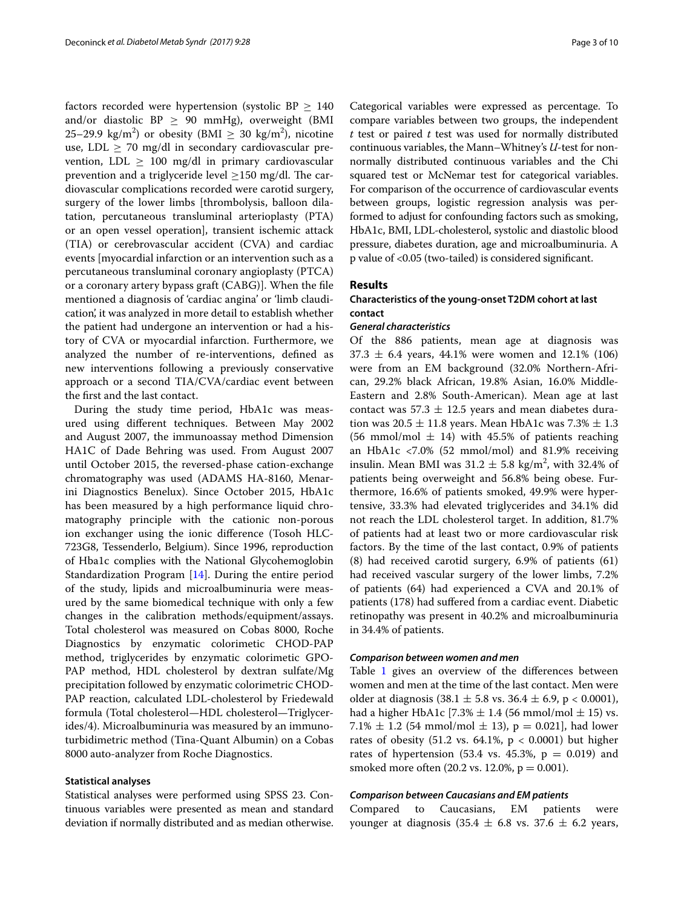factors recorded were hypertension (systolic BP $\geq$ 140 and/or diastolic BP $\geq$ 90 mmHg), overweight (BMI 25–29.9 kg/m$^2$) or obesity (BMI $\geq$ 30 kg/m$^2$), nicotine use, LDL $\geq$ 70 mg/dl in secondary cardiovascular prevention, LDL $\geq$ 100 mg/dl in primary cardiovascular prevention and a triglyceride level $\geq$150 mg/dl. The cardiovascular complications recorded were carotid surgery, surgery of the lower limbs [thrombolysis, balloon dilatation, percutaneous transluminal arterioplasty (PTA) or an open vessel operation], transient ischemic attack (TIA) or cerebrovascular accident (CVA) and cardiac events [myocardial infarction or an intervention such as a percutaneous transluminal coronary angioplasty (PTCA) or a coronary artery bypass graft (CABG)]. When the file mentioned a diagnosis of 'cardiac angina' or 'limb claudication', it was analyzed in more detail to establish whether the patient had undergone an intervention or had a history of CVA or myocardial infarction. Furthermore, we analyzed the number of re-interventions, defined as new interventions following a previously conservative approach or a second TIA/CVA/cardiac event between the first and the last contact.

During the study time period, HbA1c was measured using different techniques. Between May 2002 and August 2007, the immunoassay method Dimension HA1C of Dade Behring was used. From August 2007 until October 2015, the reversed-phase cation-exchange chromatography was used (ADAMS HA-8160, Menarini Diagnostics Benelux). Since October 2015, HbA1c has been measured by a high performance liquid chromatography principle with the cationic non-porous ion exchanger using the ionic difference (Tosoh HLC-723G8, Tessenderlo, Belgium). Since 1996, reproduction of Hba1c complies with the National Glycohemoglobin Standardization Program [14]. During the entire period of the study, lipids and microalbuminuria were measured by the same biomedical technique with only a few changes in the calibration methods/equipment/assays. Total cholesterol was measured on Cobas 8000, Roche Diagnostics by enzymatic colorimetic CHOD-PAP method, triglycerides by enzymatic colorimetic GPO-PAP method, HDL cholesterol by dextran sulfate/Mg precipitation followed by enzymatic colorimetric CHOD-PAP reaction, calculated LDL-cholesterol by Friedewald formula (Total cholesterol—HDL cholesterol—Triglycerides/4). Microalbuminuria was measured by an immunoturbidimetric method (Tina-Quant Albumin) on a Cobas 8000 auto-analyzer from Roche Diagnostics.

### Statistical analyses

Statistical analyses were performed using SPSS 23. Continuous variables were presented as mean and standard deviation if normally distributed and as median otherwise. Categorical variables were expressed as percentage. To compare variables between two groups, the independent *t* test or paired *t* test was used for normally distributed continuous variables, the Mann–Whitney's *U*-test for non-normally distributed continuous variables and the Chi squared test or McNemar test for categorical variables. For comparison of the occurrence of cardiovascular events between groups, logistic regression analysis was performed to adjust for confounding factors such as smoking, HbA1c, BMI, LDL-cholesterol, systolic and diastolic blood pressure, diabetes duration, age and microalbuminuria. A p value of <0.05 (two-tailed) is considered significant.

## Results

### Characteristics of the young-onset T2DM cohort at last contact

#### *General characteristics*

Of the 886 patients, mean age at diagnosis was 37.3 $\pm$ 6.4 years, 44.1% were women and 12.1% (106) were from an EM background (32.0% Northern-African, 29.2% black African, 19.8% Asian, 16.0% Middle-Eastern and 2.8% South-American). Mean age at last contact was 57.3 $\pm$ 12.5 years and mean diabetes duration was 20.5 $\pm$ 11.8 years. Mean HbA1c was 7.3% $\pm$ 1.3 (56 mmol/mol $\pm$ 14) with 45.5% of patients reaching an HbA1c <7.0% (52 mmol/mol) and 81.9% receiving insulin. Mean BMI was 31.2 $\pm$ 5.8 kg/m$^2$, with 32.4% of patients being overweight and 56.8% being obese. Furthermore, 16.6% of patients smoked, 49.9% were hypertensive, 33.3% had elevated triglycerides and 34.1% did not reach the LDL cholesterol target. In addition, 81.7% of patients had at least two or more cardiovascular risk factors. By the time of the last contact, 0.9% of patients (8) had received carotid surgery, 6.9% of patients (61) had received vascular surgery of the lower limbs, 7.2% of patients (64) had experienced a CVA and 20.1% of patients (178) had suffered from a cardiac event. Diabetic retinopathy was present in 40.2% and microalbuminuria in 34.4% of patients.

#### *Comparison between women and men*

Table 1 gives an overview of the differences between women and men at the time of the last contact. Men were older at diagnosis (38.1 $\pm$ 5.8 vs. 36.4 $\pm$ 6.9, p < 0.0001), had a higher HbA1c [7.3% $\pm$ 1.4 (56 mmol/mol $\pm$ 15) vs. 7.1% $\pm$ 1.2 (54 mmol/mol $\pm$ 13), p = 0.021], had lower rates of obesity (51.2 vs. 64.1%, p < 0.0001) but higher rates of hypertension (53.4 vs. 45.3%, p = 0.019) and smoked more often (20.2 vs. 12.0%, p = 0.001).

#### *Comparison between Caucasians and EM patients*

Compared to Caucasians, EM patients were younger at diagnosis (35.4 $\pm$ 6.8 vs. 37.6 $\pm$ 6.2 years,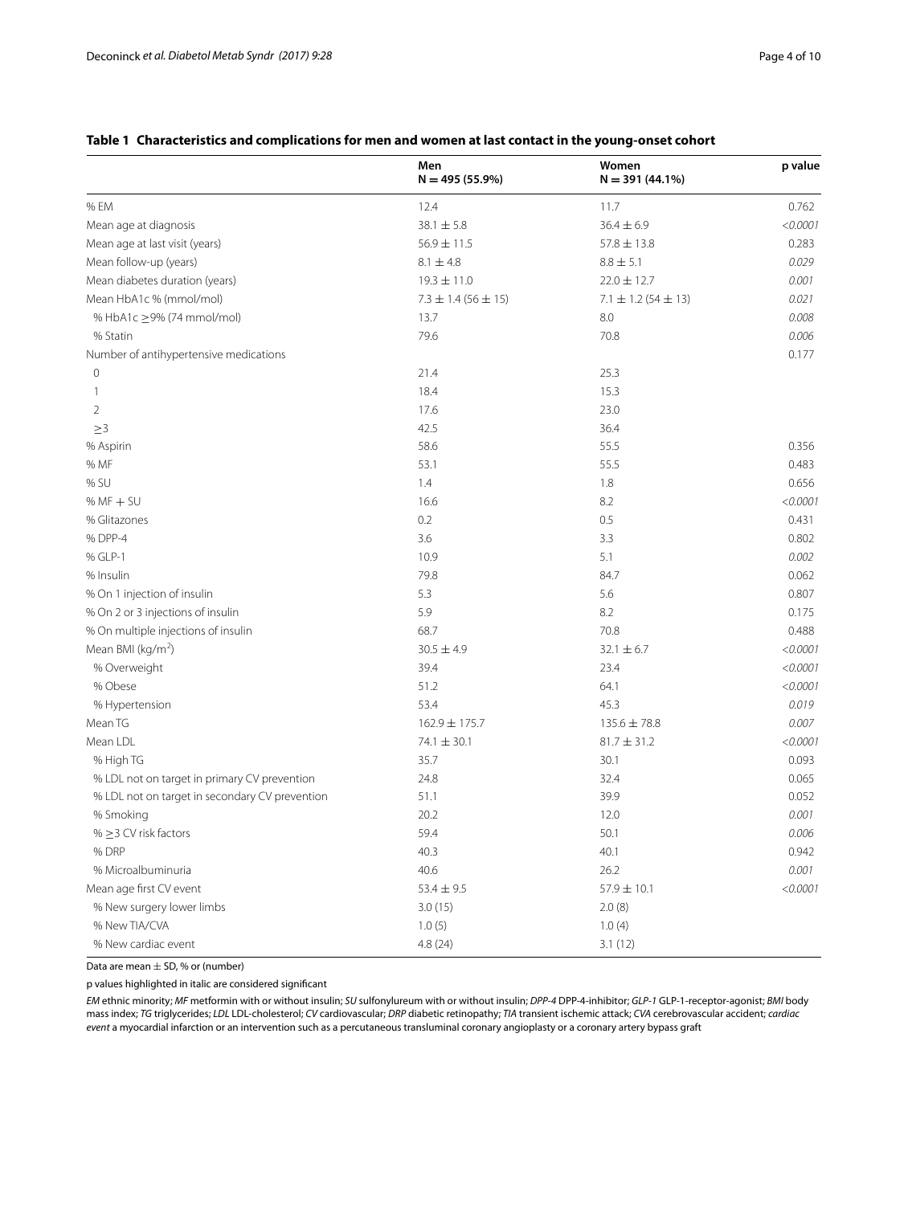**Table 1 Characteristics and complications for men and women at last contact in the young-onset cohort**

| | Men N = 495 (55.9%) | Women N = 391 (44.1%) | p value |
|---|---|---|---|
| % EM | 12.4 | 11.7 | 0.762 |
| Mean age at diagnosis | 38.1 ± 5.8 | 36.4 ± 6.9 | *<0.0001* |
| Mean age at last visit (years) | 56.9 ± 11.5 | 57.8 ± 13.8 | 0.283 |
| Mean follow-up (years) | 8.1 ± 4.8 | 8.8 ± 5.1 | *0.029* |
| Mean diabetes duration (years) | 19.3 ± 11.0 | 22.0 ± 12.7 | *0.001* |
| Mean HbA1c % (mmol/mol) | 7.3 ± 1.4 (56 ± 15) | 7.1 ± 1.2 (54 ± 13) | *0.021* |
| % HbA1c ≥9% (74 mmol/mol) | 13.7 | 8.0 | *0.008* |
| % Statin | 79.6 | 70.8 | *0.006* |
| Number of antihypertensive medications | | | 0.177 |
| 0 | 21.4 | 25.3 | |
| 1 | 18.4 | 15.3 | |
| 2 | 17.6 | 23.0 | |
| ≥3 | 42.5 | 36.4 | |
| % Aspirin | 58.6 | 55.5 | 0.356 |
| % MF | 53.1 | 55.5 | 0.483 |
| % SU | 1.4 | 1.8 | 0.656 |
| % MF + SU | 16.6 | 8.2 | *<0.0001* |
| % Glitazones | 0.2 | 0.5 | 0.431 |
| % DPP-4 | 3.6 | 3.3 | 0.802 |
| % GLP-1 | 10.9 | 5.1 | *0.002* |
| % Insulin | 79.8 | 84.7 | 0.062 |
| % On 1 injection of insulin | 5.3 | 5.6 | 0.807 |
| % On 2 or 3 injections of insulin | 5.9 | 8.2 | 0.175 |
| % On multiple injections of insulin | 68.7 | 70.8 | 0.488 |
| Mean BMI (kg/m$^2$) | 30.5 ± 4.9 | 32.1 ± 6.7 | *<0.0001* |
| % Overweight | 39.4 | 23.4 | *<0.0001* |
| % Obese | 51.2 | 64.1 | *<0.0001* |
| % Hypertension | 53.4 | 45.3 | *0.019* |
| Mean TG | 162.9 ± 175.7 | 135.6 ± 78.8 | *0.007* |
| Mean LDL | 74.1 ± 30.1 | 81.7 ± 31.2 | *<0.0001* |
| % High TG | 35.7 | 30.1 | 0.093 |
| % LDL not on target in primary CV prevention | 24.8 | 32.4 | 0.065 |
| % LDL not on target in secondary CV prevention | 51.1 | 39.9 | 0.052 |
| % Smoking | 20.2 | 12.0 | *0.001* |
| % ≥3 CV risk factors | 59.4 | 50.1 | *0.006* |
| % DRP | 40.3 | 40.1 | 0.942 |
| % Microalbuminuria | 40.6 | 26.2 | *0.001* |
| Mean age first CV event | 53.4 ± 9.5 | 57.9 ± 10.1 | *<0.0001* |
| % New surgery lower limbs | 3.0 (15) | 2.0 (8) | |
| % New TIA/CVA | 1.0 (5) | 1.0 (4) | |
| % New cardiac event | 4.8 (24) | 3.1 (12) | |

Data are mean ± SD, % or (number)

p values highlighted in italic are considered significant

*EM* ethnic minority; *MF* metformin with or without insulin; *SU* sulfonylureum with or without insulin; *DPP-4* DPP-4-inhibitor; *GLP-1* GLP-1-receptor-agonist; *BMI* body mass index; *TG* triglycerides; *LDL* LDL-cholesterol; *CV* cardiovascular; *DRP* diabetic retinopathy; *TIA* transient ischemic attack; *CVA* cerebrovascular accident; *cardiac event* a myocardial infarction or an intervention such as a percutaneous transluminal coronary angioplasty or a coronary artery bypass graft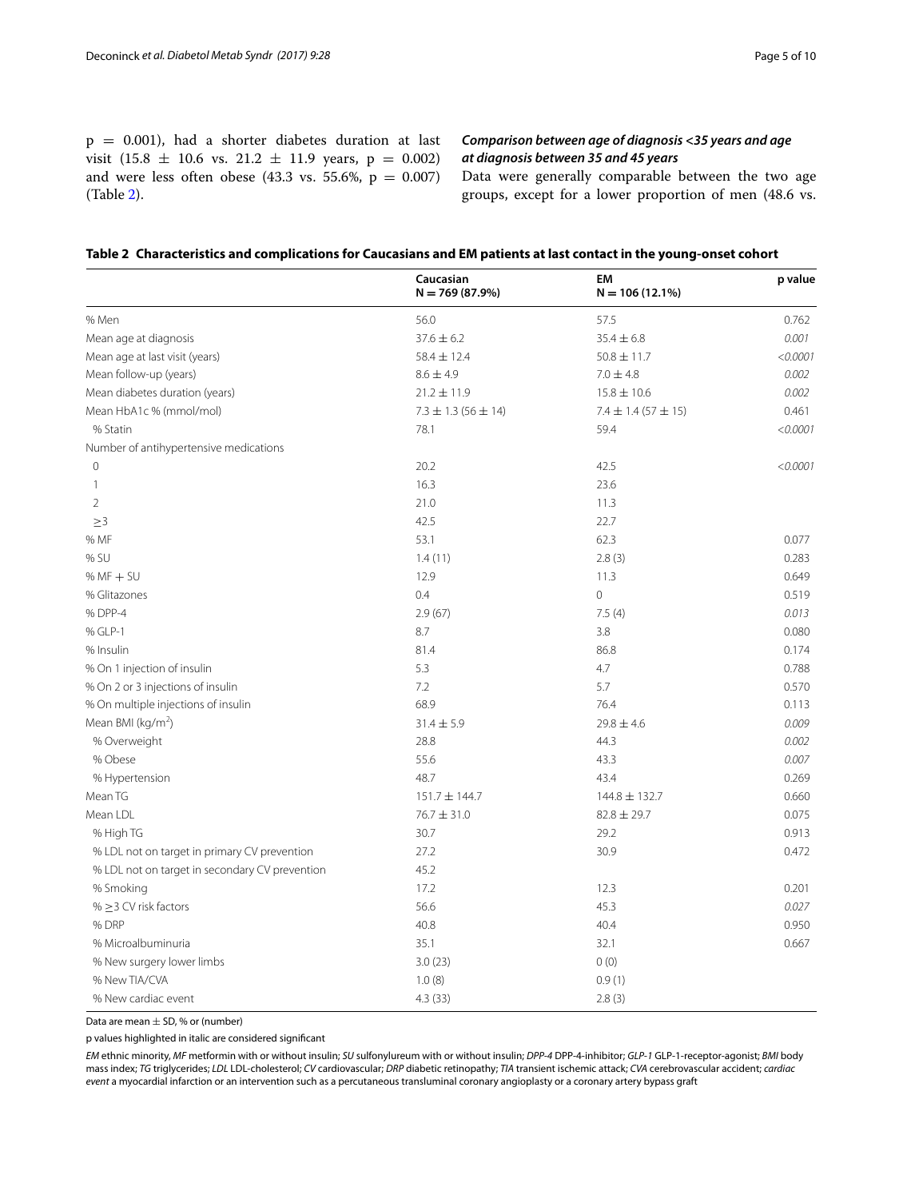p = 0.001), had a shorter diabetes duration at last visit (15.8 ± 10.6 vs. 21.2 ± 11.9 years, p = 0.002) and were less often obese (43.3 vs. 55.6%, p = 0.007) (Table 2).

### *Comparison between age of diagnosis <35 years and age at diagnosis between 35 and 45 years*

Data were generally comparable between the two age groups, except for a lower proportion of men (48.6 vs.

**Table 2 Characteristics and complications for Caucasians and EM patients at last contact in the young-onset cohort**

| | Caucasian N = 769 (87.9%) | EM N = 106 (12.1%) | p value |
|---|---|---|---|
| % Men | 56.0 | 57.5 | 0.762 |
| Mean age at diagnosis | 37.6 ± 6.2 | 35.4 ± 6.8 | *0.001* |
| Mean age at last visit (years) | 58.4 ± 12.4 | 50.8 ± 11.7 | *<0.0001* |
| Mean follow-up (years) | 8.6 ± 4.9 | 7.0 ± 4.8 | *0.002* |
| Mean diabetes duration (years) | 21.2 ± 11.9 | 15.8 ± 10.6 | *0.002* |
| Mean HbA1c % (mmol/mol) | 7.3 ± 1.3 (56 ± 14) | 7.4 ± 1.4 (57 ± 15) | 0.461 |
| % Statin | 78.1 | 59.4 | *<0.0001* |
| Number of antihypertensive medications | | | |
| 0 | 20.2 | 42.5 | *<0.0001* |
| 1 | 16.3 | 23.6 | |
| 2 | 21.0 | 11.3 | |
| ≥3 | 42.5 | 22.7 | |
| % MF | 53.1 | 62.3 | 0.077 |
| % SU | 1.4 (11) | 2.8 (3) | 0.283 |
| % MF + SU | 12.9 | 11.3 | 0.649 |
| % Glitazones | 0.4 | 0 | 0.519 |
| % DPP-4 | 2.9 (67) | 7.5 (4) | *0.013* |
| % GLP-1 | 8.7 | 3.8 | 0.080 |
| % Insulin | 81.4 | 86.8 | 0.174 |
| % On 1 injection of insulin | 5.3 | 4.7 | 0.788 |
| % On 2 or 3 injections of insulin | 7.2 | 5.7 | 0.570 |
| % On multiple injections of insulin | 68.9 | 76.4 | 0.113 |
| Mean BMI (kg/m$^2$) | 31.4 ± 5.9 | 29.8 ± 4.6 | *0.009* |
| % Overweight | 28.8 | 44.3 | *0.002* |
| % Obese | 55.6 | 43.3 | *0.007* |
| % Hypertension | 48.7 | 43.4 | 0.269 |
| Mean TG | 151.7 ± 144.7 | 144.8 ± 132.7 | 0.660 |
| Mean LDL | 76.7 ± 31.0 | 82.8 ± 29.7 | 0.075 |
| % High TG | 30.7 | 29.2 | 0.913 |
| % LDL not on target in primary CV prevention | 27.2 | 30.9 | 0.472 |
| % LDL not on target in secondary CV prevention | 45.2 | | |
| % Smoking | 17.2 | 12.3 | 0.201 |
| % ≥3 CV risk factors | 56.6 | 45.3 | *0.027* |
| % DRP | 40.8 | 40.4 | 0.950 |
| % Microalbuminuria | 35.1 | 32.1 | 0.667 |
| % New surgery lower limbs | 3.0 (23) | 0 (0) | |
| % New TIA/CVA | 1.0 (8) | 0.9 (1) | |
| % New cardiac event | 4.3 (33) | 2.8 (3) | |

Data are mean ± SD, % or (number)

p values highlighted in italic are considered significant

*EM* ethnic minority, *MF* metformin with or without insulin; *SU* sulfonylureum with or without insulin; *DPP-4* DPP-4-inhibitor; *GLP-1* GLP-1-receptor-agonist; *BMI* body mass index; *TG* triglycerides; *LDL* LDL-cholesterol; *CV* cardiovascular; *DRP* diabetic retinopathy; *TIA* transient ischemic attack; *CVA* cerebrovascular accident; *cardiac event* a myocardial infarction or an intervention such as a percutaneous transluminal coronary angioplasty or a coronary artery bypass graft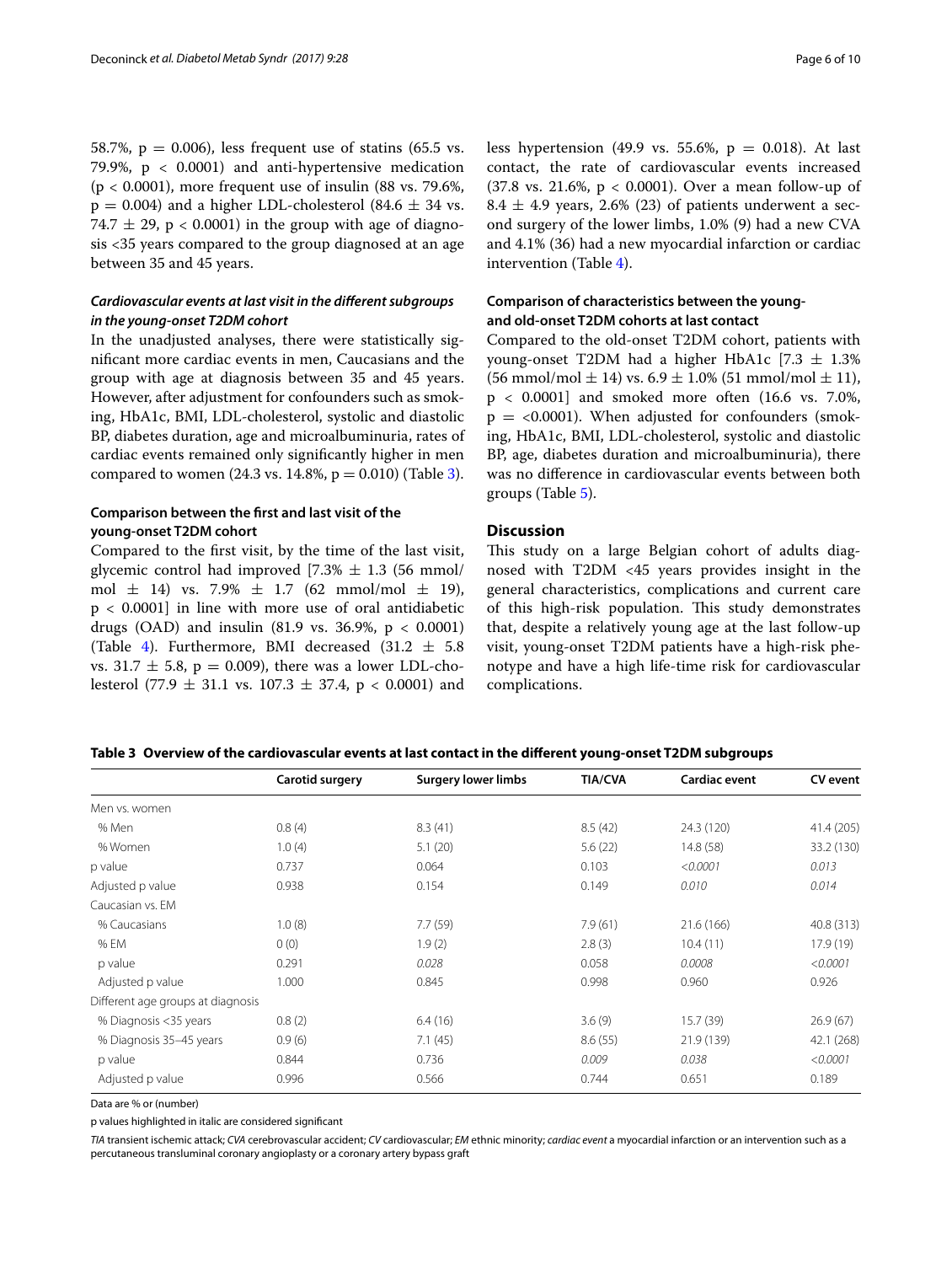58.7%, p = 0.006), less frequent use of statins (65.5 vs. 79.9%, p < 0.0001) and anti-hypertensive medication (p < 0.0001), more frequent use of insulin (88 vs. 79.6%, p = 0.004) and a higher LDL-cholesterol (84.6 ± 34 vs. 74.7 ± 29, p < 0.0001) in the group with age of diagnosis <35 years compared to the group diagnosed at an age between 35 and 45 years.

### *Cardiovascular events at last visit in the different subgroups in the young-onset T2DM cohort*

In the unadjusted analyses, there were statistically significant more cardiac events in men, Caucasians and the group with age at diagnosis between 35 and 45 years. However, after adjustment for confounders such as smoking, HbA1c, BMI, LDL-cholesterol, systolic and diastolic BP, diabetes duration, age and microalbuminuria, rates of cardiac events remained only significantly higher in men compared to women (24.3 vs. 14.8%, p = 0.010) (Table 3).

### Comparison between the first and last visit of the young-onset T2DM cohort

Compared to the first visit, by the time of the last visit, glycemic control had improved [7.3% ± 1.3 (56 mmol/mol ± 14) vs. 7.9% ± 1.7 (62 mmol/mol ± 19), p < 0.0001] in line with more use of oral antidiabetic drugs (OAD) and insulin (81.9 vs. 36.9%, p < 0.0001) (Table 4). Furthermore, BMI decreased (31.2 ± 5.8 vs. 31.7 ± 5.8, p = 0.009), there was a lower LDL-cholesterol (77.9 ± 31.1 vs. 107.3 ± 37.4, p < 0.0001) and less hypertension (49.9 vs. 55.6%, p = 0.018). At last contact, the rate of cardiovascular events increased (37.8 vs. 21.6%, p < 0.0001). Over a mean follow-up of 8.4 ± 4.9 years, 2.6% (23) of patients underwent a second surgery of the lower limbs, 1.0% (9) had a new CVA and 4.1% (36) had a new myocardial infarction or cardiac intervention (Table 4).

### Comparison of characteristics between the young- and old-onset T2DM cohorts at last contact

Compared to the old-onset T2DM cohort, patients with young-onset T2DM had a higher HbA1c [7.3 ± 1.3% (56 mmol/mol ± 14) vs. 6.9 ± 1.0% (51 mmol/mol ± 11), p < 0.0001] and smoked more often (16.6 vs. 7.0%, p = <0.0001). When adjusted for confounders (smoking, HbA1c, BMI, LDL-cholesterol, systolic and diastolic BP, age, diabetes duration and microalbuminuria), there was no difference in cardiovascular events between both groups (Table 5).

## Discussion

This study on a large Belgian cohort of adults diagnosed with T2DM <45 years provides insight in the general characteristics, complications and current care of this high-risk population. This study demonstrates that, despite a relatively young age at the last follow-up visit, young-onset T2DM patients have a high-risk phenotype and have a high life-time risk for cardiovascular complications.

**Table 3 Overview of the cardiovascular events at last contact in the different young-onset T2DM subgroups**

| | Carotid surgery | Surgery lower limbs | TIA/CVA | Cardiac event | CV event |
|---|---|---|---|---|---|
| Men vs. women | | | | | |
| % Men | 0.8 (4) | 8.3 (41) | 8.5 (42) | 24.3 (120) | 41.4 (205) |
| % Women | 1.0 (4) | 5.1 (20) | 5.6 (22) | 14.8 (58) | 33.2 (130) |
| p value | 0.737 | 0.064 | 0.103 | *<0.0001* | *0.013* |
| Adjusted p value | 0.938 | 0.154 | 0.149 | *0.010* | *0.014* |
| Caucasian vs. EM | | | | | |
| % Caucasians | 1.0 (8) | 7.7 (59) | 7.9 (61) | 21.6 (166) | 40.8 (313) |
| % EM | 0 (0) | 1.9 (2) | 2.8 (3) | 10.4 (11) | 17.9 (19) |
| p value | 0.291 | *0.028* | 0.058 | *0.0008* | *<0.0001* |
| Adjusted p value | 1.000 | 0.845 | 0.998 | 0.960 | 0.926 |
| Different age groups at diagnosis | | | | | |
| % Diagnosis <35 years | 0.8 (2) | 6.4 (16) | 3.6 (9) | 15.7 (39) | 26.9 (67) |
| % Diagnosis 35–45 years | 0.9 (6) | 7.1 (45) | 8.6 (55) | 21.9 (139) | 42.1 (268) |
| p value | 0.844 | 0.736 | *0.009* | *0.038* | *<0.0001* |
| Adjusted p value | 0.996 | 0.566 | 0.744 | 0.651 | 0.189 |

Data are % or (number)

p values highlighted in italic are considered significant

*TIA* transient ischemic attack; *CVA* cerebrovascular accident; *CV* cardiovascular; *EM* ethnic minority; *cardiac event* a myocardial infarction or an intervention such as a percutaneous transluminal coronary angioplasty or a coronary artery bypass graft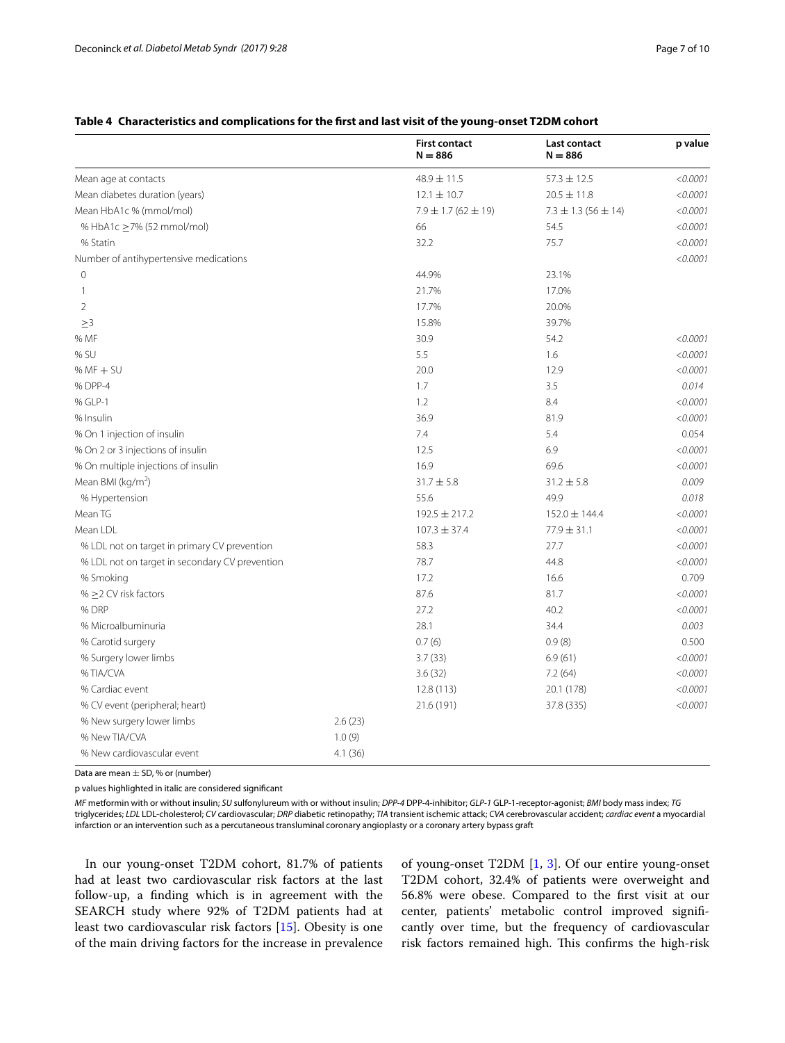**Table 4 Characteristics and complications for the first and last visit of the young-onset T2DM cohort**

| | | First contact N = 886 | Last contact N = 886 | p value |
|---|---|---|---|---|
| Mean age at contacts | | 48.9 ± 11.5 | 57.3 ± 12.5 | *<0.0001* |
| Mean diabetes duration (years) | | 12.1 ± 10.7 | 20.5 ± 11.8 | *<0.0001* |
| Mean HbA1c % (mmol/mol) | | 7.9 ± 1.7 (62 ± 19) | 7.3 ± 1.3 (56 ± 14) | *<0.0001* |
| % HbA1c ≥7% (52 mmol/mol) | | 66 | 54.5 | *<0.0001* |
| % Statin | | 32.2 | 75.7 | *<0.0001* |
| Number of antihypertensive medications | | | | *<0.0001* |
| 0 | | 44.9% | 23.1% | |
| 1 | | 21.7% | 17.0% | |
| 2 | | 17.7% | 20.0% | |
| ≥3 | | 15.8% | 39.7% | |
| % MF | | 30.9 | 54.2 | *<0.0001* |
| % SU | | 5.5 | 1.6 | *<0.0001* |
| % MF + SU | | 20.0 | 12.9 | *<0.0001* |
| % DPP-4 | | 1.7 | 3.5 | *0.014* |
| % GLP-1 | | 1.2 | 8.4 | *<0.0001* |
| % Insulin | | 36.9 | 81.9 | *<0.0001* |
| % On 1 injection of insulin | | 7.4 | 5.4 | 0.054 |
| % On 2 or 3 injections of insulin | | 12.5 | 6.9 | *<0.0001* |
| % On multiple injections of insulin | | 16.9 | 69.6 | *<0.0001* |
| Mean BMI (kg/m$^2$) | | 31.7 ± 5.8 | 31.2 ± 5.8 | *0.009* |
| % Hypertension | | 55.6 | 49.9 | *0.018* |
| Mean TG | | 192.5 ± 217.2 | 152.0 ± 144.4 | *<0.0001* |
| Mean LDL | | 107.3 ± 37.4 | 77.9 ± 31.1 | *<0.0001* |
| % LDL not on target in primary CV prevention | | 58.3 | 27.7 | *<0.0001* |
| % LDL not on target in secondary CV prevention | | 78.7 | 44.8 | *<0.0001* |
| % Smoking | | 17.2 | 16.6 | 0.709 |
| % ≥2 CV risk factors | | 87.6 | 81.7 | *<0.0001* |
| % DRP | | 27.2 | 40.2 | *<0.0001* |
| % Microalbuminuria | | 28.1 | 34.4 | *0.003* |
| % Carotid surgery | | 0.7 (6) | 0.9 (8) | 0.500 |
| % Surgery lower limbs | | 3.7 (33) | 6.9 (61) | *<0.0001* |
| % TIA/CVA | | 3.6 (32) | 7.2 (64) | *<0.0001* |
| % Cardiac event | | 12.8 (113) | 20.1 (178) | *<0.0001* |
| % CV event (peripheral; heart) | | 21.6 (191) | 37.8 (335) | *<0.0001* |
| % New surgery lower limbs | 2.6 (23) | | | |
| % New TIA/CVA | 1.0 (9) | | | |
| % New cardiovascular event | 4.1 (36) | | | |

Data are mean ± SD, % or (number)

p values highlighted in italic are considered significant

*MF* metformin with or without insulin; *SU* sulfonylureum with or without insulin; *DPP-4* DPP-4-inhibitor; *GLP-1* GLP-1-receptor-agonist; *BMI* body mass index; *TG* triglycerides; *LDL* LDL-cholesterol; *CV* cardiovascular; *DRP* diabetic retinopathy; *TIA* transient ischemic attack; *CVA* cerebrovascular accident; *cardiac event* a myocardial infarction or an intervention such as a percutaneous transluminal coronary angioplasty or a coronary artery bypass graft

In our young-onset T2DM cohort, 81.7% of patients had at least two cardiovascular risk factors at the last follow-up, a finding which is in agreement with the SEARCH study where 92% of T2DM patients had at least two cardiovascular risk factors [15]. Obesity is one of the main driving factors for the increase in prevalence of young-onset T2DM [1, 3]. Of our entire young-onset T2DM cohort, 32.4% of patients were overweight and 56.8% were obese. Compared to the first visit at our center, patients' metabolic control improved significantly over time, but the frequency of cardiovascular risk factors remained high. This confirms the high-risk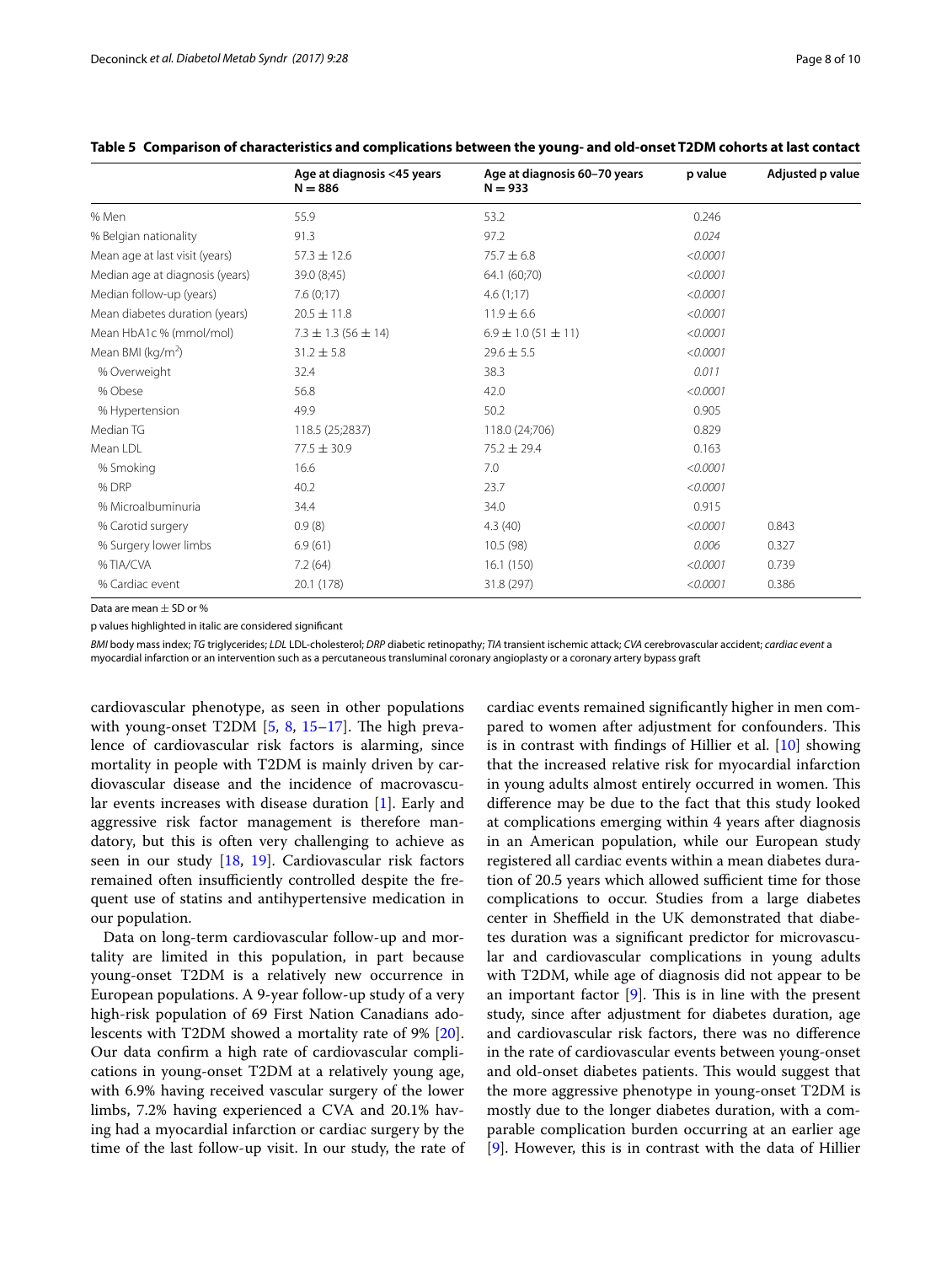**Table 5 Comparison of characteristics and complications between the young- and old-onset T2DM cohorts at last contact**

| | Age at diagnosis <45 years N = 886 | Age at diagnosis 60–70 years N = 933 | p value | Adjusted p value |
|---|---|---|---|---|
| % Men | 55.9 | 53.2 | 0.246 | |
| % Belgian nationality | 91.3 | 97.2 | *0.024* | |
| Mean age at last visit (years) | 57.3 ± 12.6 | 75.7 ± 6.8 | *<0.0001* | |
| Median age at diagnosis (years) | 39.0 (8;45) | 64.1 (60;70) | *<0.0001* | |
| Median follow-up (years) | 7.6 (0;17) | 4.6 (1;17) | *<0.0001* | |
| Mean diabetes duration (years) | 20.5 ± 11.8 | 11.9 ± 6.6 | *<0.0001* | |
| Mean HbA1c % (mmol/mol) | 7.3 ± 1.3 (56 ± 14) | 6.9 ± 1.0 (51 ± 11) | *<0.0001* | |
| Mean BMI (kg/m$^2$) | 31.2 ± 5.8 | 29.6 ± 5.5 | *<0.0001* | |
| % Overweight | 32.4 | 38.3 | *0.011* | |
| % Obese | 56.8 | 42.0 | *<0.0001* | |
| % Hypertension | 49.9 | 50.2 | 0.905 | |
| Median TG | 118.5 (25;2837) | 118.0 (24;706) | 0.829 | |
| Mean LDL | 77.5 ± 30.9 | 75.2 ± 29.4 | 0.163 | |
| % Smoking | 16.6 | 7.0 | *<0.0001* | |
| % DRP | 40.2 | 23.7 | *<0.0001* | |
| % Microalbuminuria | 34.4 | 34.0 | 0.915 | |
| % Carotid surgery | 0.9 (8) | 4.3 (40) | *<0.0001* | 0.843 |
| % Surgery lower limbs | 6.9 (61) | 10.5 (98) | *0.006* | 0.327 |
| % TIA/CVA | 7.2 (64) | 16.1 (150) | *<0.0001* | 0.739 |
| % Cardiac event | 20.1 (178) | 31.8 (297) | *<0.0001* | 0.386 |

Data are mean ± SD or %

p values highlighted in italic are considered significant

*BMI* body mass index; *TG* triglycerides; *LDL* LDL-cholesterol; *DRP* diabetic retinopathy; *TIA* transient ischemic attack; *CVA* cerebrovascular accident; *cardiac event* a myocardial infarction or an intervention such as a percutaneous transluminal coronary angioplasty or a coronary artery bypass graft

cardiovascular phenotype, as seen in other populations with young-onset T2DM [5, 8, 15–17]. The high prevalence of cardiovascular risk factors is alarming, since mortality in people with T2DM is mainly driven by cardiovascular disease and the incidence of macrovascular events increases with disease duration [1]. Early and aggressive risk factor management is therefore mandatory, but this is often very challenging to achieve as seen in our study [18, 19]. Cardiovascular risk factors remained often insufficiently controlled despite the frequent use of statins and antihypertensive medication in our population.

Data on long-term cardiovascular follow-up and mortality are limited in this population, in part because young-onset T2DM is a relatively new occurrence in European populations. A 9-year follow-up study of a very high-risk population of 69 First Nation Canadians adolescents with T2DM showed a mortality rate of 9% [20]. Our data confirm a high rate of cardiovascular complications in young-onset T2DM at a relatively young age, with 6.9% having received vascular surgery of the lower limbs, 7.2% having experienced a CVA and 20.1% having had a myocardial infarction or cardiac surgery by the time of the last follow-up visit. In our study, the rate of cardiac events remained significantly higher in men compared to women after adjustment for confounders. This is in contrast with findings of Hillier et al. [10] showing that the increased relative risk for myocardial infarction in young adults almost entirely occurred in women. This difference may be due to the fact that this study looked at complications emerging within 4 years after diagnosis in an American population, while our European study registered all cardiac events within a mean diabetes duration of 20.5 years which allowed sufficient time for those complications to occur. Studies from a large diabetes center in Sheffield in the UK demonstrated that diabetes duration was a significant predictor for microvascular and cardiovascular complications in young adults with T2DM, while age of diagnosis did not appear to be an important factor [9]. This is in line with the present study, since after adjustment for diabetes duration, age and cardiovascular risk factors, there was no difference in the rate of cardiovascular events between young-onset and old-onset diabetes patients. This would suggest that the more aggressive phenotype in young-onset T2DM is mostly due to the longer diabetes duration, with a comparable complication burden occurring at an earlier age [9]. However, this is in contrast with the data of Hillier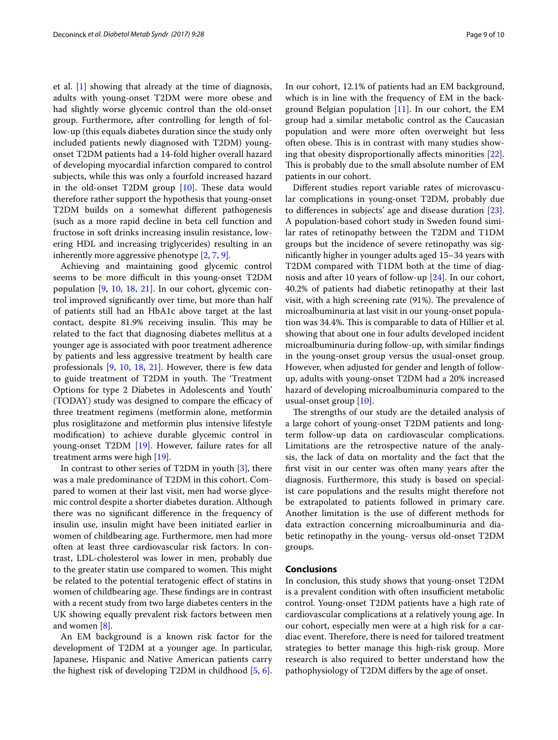et al. [1] showing that already at the time of diagnosis, adults with young-onset T2DM were more obese and had slightly worse glycemic control than the old-onset group. Furthermore, after controlling for length of follow-up (this equals diabetes duration since the study only included patients newly diagnosed with T2DM) young-onset T2DM patients had a 14-fold higher overall hazard of developing myocardial infarction compared to control subjects, while this was only a fourfold increased hazard in the old-onset T2DM group [10]. These data would therefore rather support the hypothesis that young-onset T2DM builds on a somewhat different pathogenesis (such as a more rapid decline in beta cell function and fructose in soft drinks increasing insulin resistance, lowering HDL and increasing triglycerides) resulting in an inherently more aggressive phenotype [2, 7, 9].

Achieving and maintaining good glycemic control seems to be more difficult in this young-onset T2DM population [9, 10, 18, 21]. In our cohort, glycemic control improved significantly over time, but more than half of patients still had an HbA1c above target at the last contact, despite 81.9% receiving insulin. This may be related to the fact that diagnosing diabetes mellitus at a younger age is associated with poor treatment adherence by patients and less aggressive treatment by health care professionals [9, 10, 18, 21]. However, there is few data to guide treatment of T2DM in youth. The 'Treatment Options for type 2 Diabetes in Adolescents and Youth' (TODAY) study was designed to compare the efficacy of three treatment regimens (metformin alone, metformin plus rosiglitazone and metformin plus intensive lifestyle modification) to achieve durable glycemic control in young-onset T2DM [19]. However, failure rates for all treatment arms were high [19].

In contrast to other series of T2DM in youth [3], there was a male predominance of T2DM in this cohort. Compared to women at their last visit, men had worse glycemic control despite a shorter diabetes duration. Although there was no significant difference in the frequency of insulin use, insulin might have been initiated earlier in women of childbearing age. Furthermore, men had more often at least three cardiovascular risk factors. In contrast, LDL-cholesterol was lower in men, probably due to the greater statin use compared to women. This might be related to the potential teratogenic effect of statins in women of childbearing age. These findings are in contrast with a recent study from two large diabetes centers in the UK showing equally prevalent risk factors between men and women [8].

An EM background is a known risk factor for the development of T2DM at a younger age. In particular, Japanese, Hispanic and Native American patients carry the highest risk of developing T2DM in childhood [5, 6]. In our cohort, 12.1% of patients had an EM background, which is in line with the frequency of EM in the background Belgian population [11]. In our cohort, the EM group had a similar metabolic control as the Caucasian population and were more often overweight but less often obese. This is in contrast with many studies showing that obesity disproportionally affects minorities [22]. This is probably due to the small absolute number of EM patients in our cohort.

Different studies report variable rates of microvascular complications in young-onset T2DM, probably due to differences in subjects' age and disease duration [23]. A population-based cohort study in Sweden found similar rates of retinopathy between the T2DM and T1DM groups but the incidence of severe retinopathy was significantly higher in younger adults aged 15–34 years with T2DM compared with T1DM both at the time of diagnosis and after 10 years of follow-up [24]. In our cohort, 40.2% of patients had diabetic retinopathy at their last visit, with a high screening rate (91%). The prevalence of microalbuminuria at last visit in our young-onset population was 34.4%. This is comparable to data of Hillier et al. showing that about one in four adults developed incident microalbuminuria during follow-up, with similar findings in the young-onset group versus the usual-onset group. However, when adjusted for gender and length of follow-up, adults with young-onset T2DM had a 20% increased hazard of developing microalbuminuria compared to the usual-onset group [10].

The strengths of our study are the detailed analysis of a large cohort of young-onset T2DM patients and long-term follow-up data on cardiovascular complications. Limitations are the retrospective nature of the analysis, the lack of data on mortality and the fact that the first visit in our center was often many years after the diagnosis. Furthermore, this study is based on specialist care populations and the results might therefore not be extrapolated to patients followed in primary care. Another limitation is the use of different methods for data extraction concerning microalbuminuria and diabetic retinopathy in the young- versus old-onset T2DM groups.

## Conclusions

In conclusion, this study shows that young-onset T2DM is a prevalent condition with often insufficient metabolic control. Young-onset T2DM patients have a high rate of cardiovascular complications at a relatively young age. In our cohort, especially men were at a high risk for a cardiac event. Therefore, there is need for tailored treatment strategies to better manage this high-risk group. More research is also required to better understand how the pathophysiology of T2DM differs by the age of onset.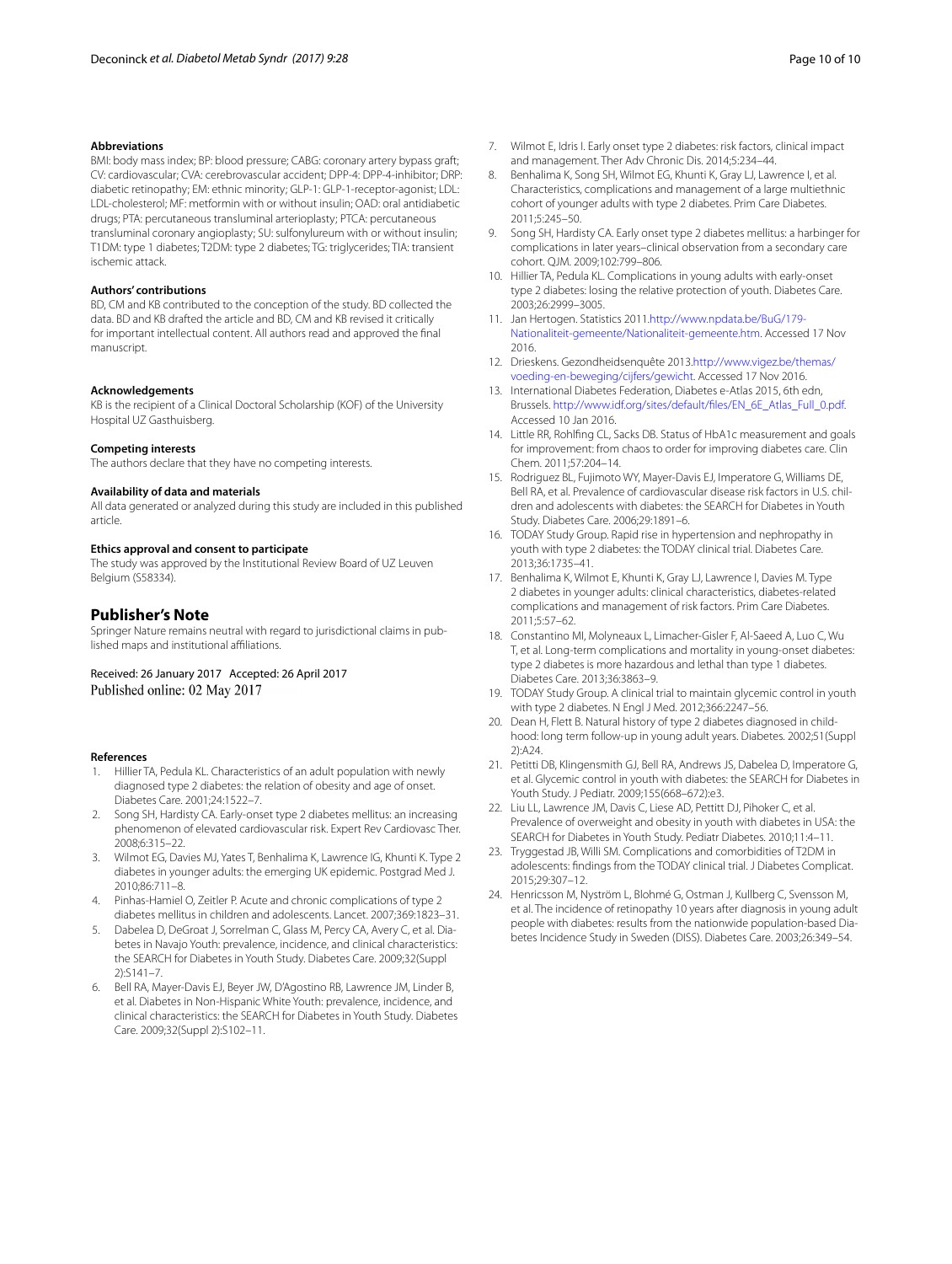#### Abbreviations

BMI: body mass index; BP: blood pressure; CABG: coronary artery bypass graft; CV: cardiovascular; CVA: cerebrovascular accident; DPP-4: DPP-4-inhibitor; DRP: diabetic retinopathy; EM: ethnic minority; GLP-1: GLP-1-receptor-agonist; LDL: LDL-cholesterol; MF: metformin with or without insulin; OAD: oral antidiabetic drugs; PTA: percutaneous transluminal arterioplasty; PTCA: percutaneous transluminal coronary angioplasty; SU: sulfonylureum with or without insulin; T1DM: type 1 diabetes; T2DM: type 2 diabetes; TG: triglycerides; TIA: transient ischemic attack.

#### Authors' contributions

BD, CM and KB contributed to the conception of the study. BD collected the data. BD and KB drafted the article and BD, CM and KB revised it critically for important intellectual content. All authors read and approved the final manuscript.

#### Acknowledgements

KB is the recipient of a Clinical Doctoral Scholarship (KOF) of the University Hospital UZ Gasthuisberg.

#### Competing interests

The authors declare that they have no competing interests.

#### Availability of data and materials

All data generated or analyzed during this study are included in this published article.

#### Ethics approval and consent to participate

The study was approved by the Institutional Review Board of UZ Leuven Belgium (S58334).

## Publisher's Note

Springer Nature remains neutral with regard to jurisdictional claims in published maps and institutional affiliations.

Received: 26 January 2017 Accepted: 26 April 2017
Published online: 02 May 2017

#### References

1. Hillier TA, Pedula KL. Characteristics of an adult population with newly diagnosed type 2 diabetes: the relation of obesity and age of onset. Diabetes Care. 2001;24:1522–7.
2. Song SH, Hardisty CA. Early-onset type 2 diabetes mellitus: an increasing phenomenon of elevated cardiovascular risk. Expert Rev Cardiovasc Ther. 2008;6:315–22.
3. Wilmot EG, Davies MJ, Yates T, Benhalima K, Lawrence IG, Khunti K. Type 2 diabetes in younger adults: the emerging UK epidemic. Postgrad Med J. 2010;86:711–8.
4. Pinhas-Hamiel O, Zeitler P. Acute and chronic complications of type 2 diabetes mellitus in children and adolescents. Lancet. 2007;369:1823–31.
5. Dabelea D, DeGroat J, Sorrelman C, Glass M, Percy CA, Avery C, et al. Diabetes in Navajo Youth: prevalence, incidence, and clinical characteristics: the SEARCH for Diabetes in Youth Study. Diabetes Care. 2009;32(Suppl 2):S141–7.
6. Bell RA, Mayer-Davis EJ, Beyer JW, D'Agostino RB, Lawrence JM, Linder B, et al. Diabetes in Non-Hispanic White Youth: prevalence, incidence, and clinical characteristics: the SEARCH for Diabetes in Youth Study. Diabetes Care. 2009;32(Suppl 2):S102–11.
7. Wilmot E, Idris I. Early onset type 2 diabetes: risk factors, clinical impact and management. Ther Adv Chronic Dis. 2014;5:234–44.
8. Benhalima K, Song SH, Wilmot EG, Khunti K, Gray LJ, Lawrence I, et al. Characteristics, complications and management of a large multiethnic cohort of younger adults with type 2 diabetes. Prim Care Diabetes. 2011;5:245–50.
9. Song SH, Hardisty CA. Early onset type 2 diabetes mellitus: a harbinger for complications in later years–clinical observation from a secondary care cohort. QJM. 2009;102:799–806.
10. Hillier TA, Pedula KL. Complications in young adults with early-onset type 2 diabetes: losing the relative protection of youth. Diabetes Care. 2003;26:2999–3005.
11. Jan Hertogen. Statistics 2011.http://www.npdata.be/BuG/179-Nationaliteit-gemeente/Nationaliteit-gemeente.htm. Accessed 17 Nov 2016.
12. Drieskens. Gezondheidsenquête 2013.http://www.vigez.be/themas/voeding-en-beweging/cijfers/gewicht. Accessed 17 Nov 2016.
13. International Diabetes Federation, Diabetes e-Atlas 2015, 6th edn, Brussels. http://www.idf.org/sites/default/files/EN_6E_Atlas_Full_0.pdf. Accessed 10 Jan 2016.
14. Little RR, Rohlfing CL, Sacks DB. Status of HbA1c measurement and goals for improvement: from chaos to order for improving diabetes care. Clin Chem. 2011;57:204–14.
15. Rodriguez BL, Fujimoto WY, Mayer-Davis EJ, Imperatore G, Williams DE, Bell RA, et al. Prevalence of cardiovascular disease risk factors in U.S. children and adolescents with diabetes: the SEARCH for Diabetes in Youth Study. Diabetes Care. 2006;29:1891–6.
16. TODAY Study Group. Rapid rise in hypertension and nephropathy in youth with type 2 diabetes: the TODAY clinical trial. Diabetes Care. 2013;36:1735–41.
17. Benhalima K, Wilmot E, Khunti K, Gray LJ, Lawrence I, Davies M. Type 2 diabetes in younger adults: clinical characteristics, diabetes-related complications and management of risk factors. Prim Care Diabetes. 2011;5:57–62.
18. Constantino MI, Molyneaux L, Limacher-Gisler F, Al-Saeed A, Luo C, Wu T, et al. Long-term complications and mortality in young-onset diabetes: type 2 diabetes is more hazardous and lethal than type 1 diabetes. Diabetes Care. 2013;36:3863–9.
19. TODAY Study Group. A clinical trial to maintain glycemic control in youth with type 2 diabetes. N Engl J Med. 2012;366:2247–56.
20. Dean H, Flett B. Natural history of type 2 diabetes diagnosed in childhood: long term follow-up in young adult years. Diabetes. 2002;51(Suppl 2):A24.
21. Petitti DB, Klingensmith GJ, Bell RA, Andrews JS, Dabelea D, Imperatore G, et al. Glycemic control in youth with diabetes: the SEARCH for Diabetes in Youth Study. J Pediatr. 2009;155(668–672):e3.
22. Liu LL, Lawrence JM, Davis C, Liese AD, Pettitt DJ, Pihoker C, et al. Prevalence of overweight and obesity in youth with diabetes in USA: the SEARCH for Diabetes in Youth Study. Pediatr Diabetes. 2010;11:4–11.
23. Tryggestad JB, Willi SM. Complications and comorbidities of T2DM in adolescents: findings from the TODAY clinical trial. J Diabetes Complicat. 2015;29:307–12.
24. Henricsson M, Nyström L, Blohmé G, Ostman J, Kullberg C, Svensson M, et al. The incidence of retinopathy 10 years after diagnosis in young adult people with diabetes: results from the nationwide population-based Diabetes Incidence Study in Sweden (DISS). Diabetes Care. 2003;26:349–54.